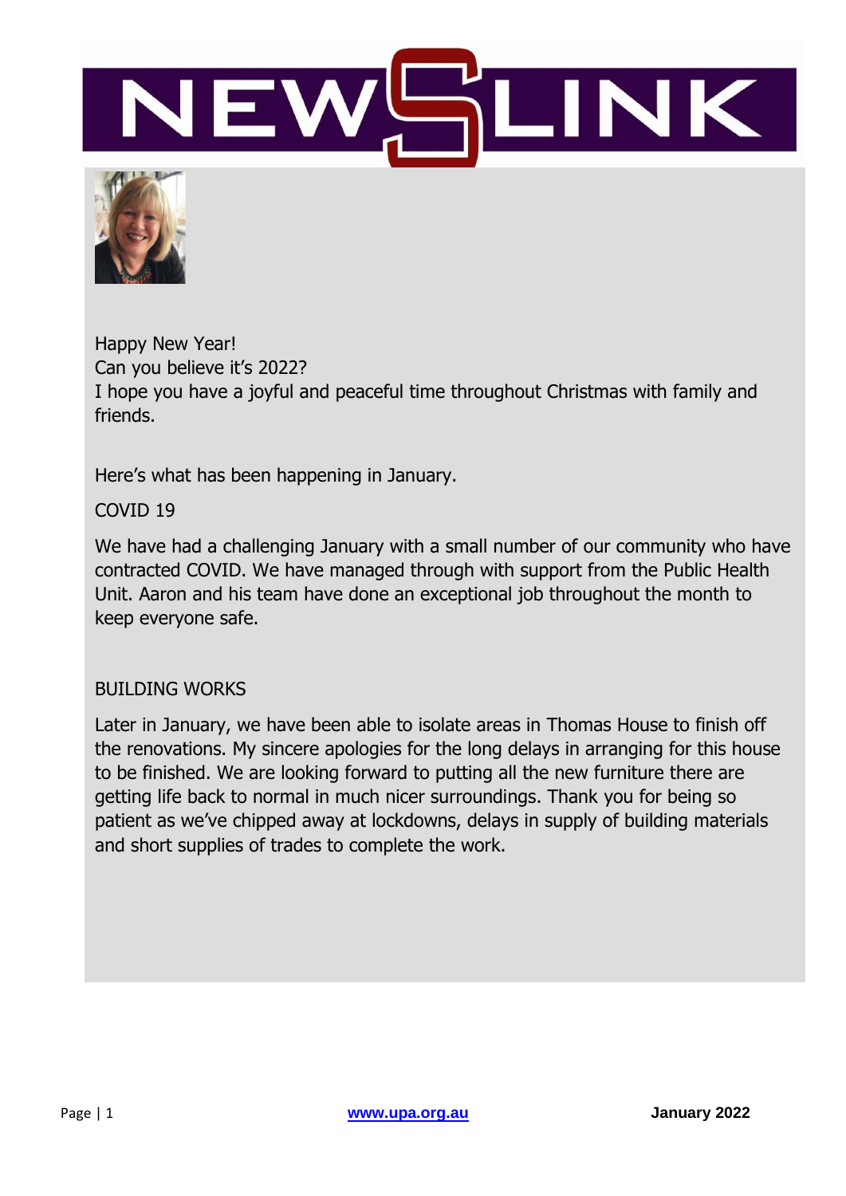# NEWSLINK

Happy New Year!
Can you believe it's 2022?
I hope you have a joyful and peaceful time throughout Christmas with family and friends.

Here's what has been happening in January.

## COVID 19

We have had a challenging January with a small number of our community who have contracted COVID. We have managed through with support from the Public Health Unit. Aaron and his team have done an exceptional job throughout the month to keep everyone safe.

## BUILDING WORKS

Later in January, we have been able to isolate areas in Thomas House to finish off the renovations. My sincere apologies for the long delays in arranging for this house to be finished. We are looking forward to putting all the new furniture there are getting life back to normal in much nicer surroundings. Thank you for being so patient as we've chipped away at lockdowns, delays in supply of building materials and short supplies of trades to complete the work.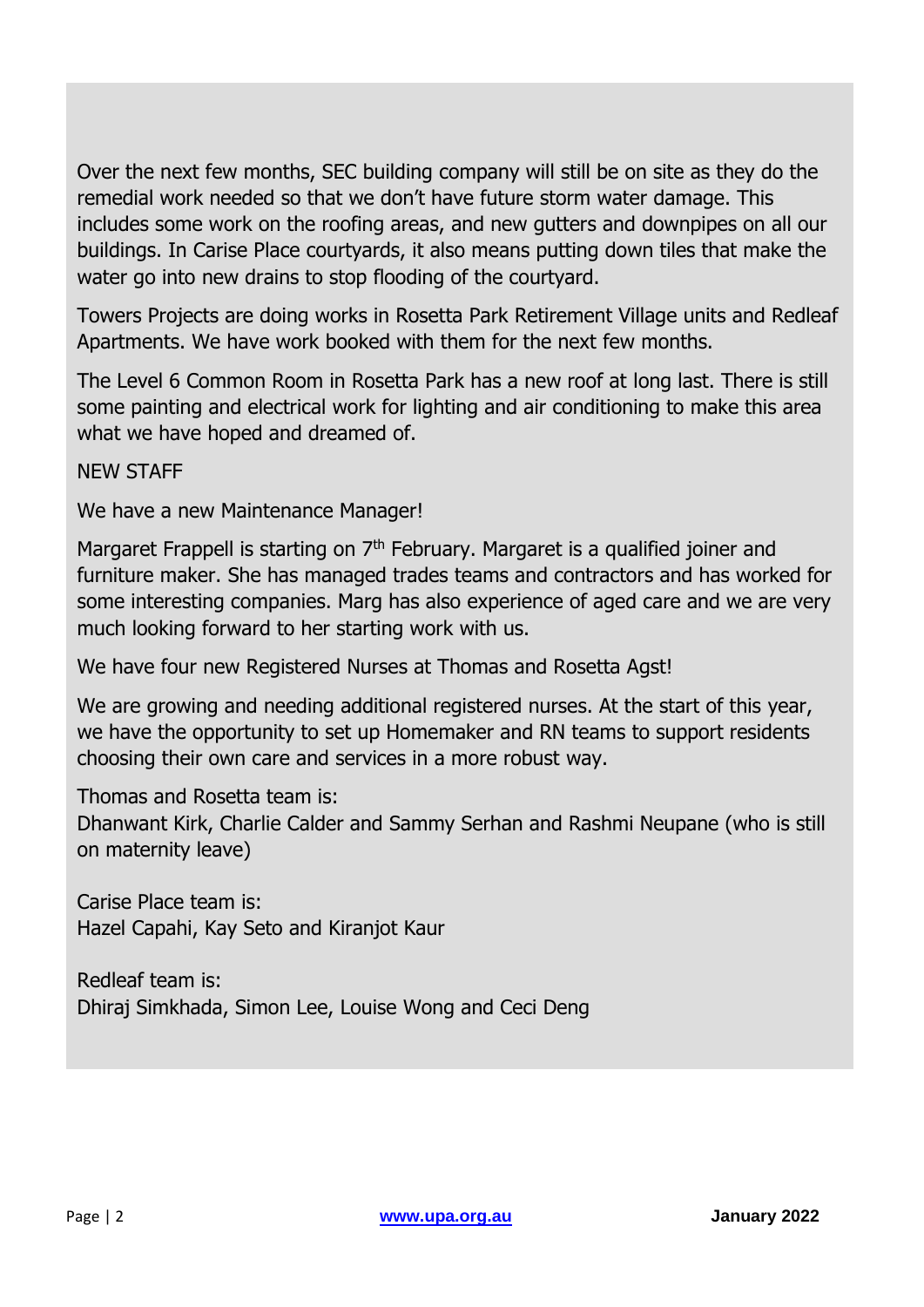Over the next few months, SEC building company will still be on site as they do the remedial work needed so that we don't have future storm water damage. This includes some work on the roofing areas, and new gutters and downpipes on all our buildings. In Carise Place courtyards, it also means putting down tiles that make the water go into new drains to stop flooding of the courtyard.

Towers Projects are doing works in Rosetta Park Retirement Village units and Redleaf Apartments. We have work booked with them for the next few months.

The Level 6 Common Room in Rosetta Park has a new roof at long last. There is still some painting and electrical work for lighting and air conditioning to make this area what we have hoped and dreamed of.

NEW STAFF

We have a new Maintenance Manager!

Margaret Frappell is starting on 7th February. Margaret is a qualified joiner and furniture maker. She has managed trades teams and contractors and has worked for some interesting companies. Marg has also experience of aged care and we are very much looking forward to her starting work with us.

We have four new Registered Nurses at Thomas and Rosetta Agst!

We are growing and needing additional registered nurses. At the start of this year, we have the opportunity to set up Homemaker and RN teams to support residents choosing their own care and services in a more robust way.

Thomas and Rosetta team is:
Dhanwant Kirk, Charlie Calder and Sammy Serhan and Rashmi Neupane (who is still on maternity leave)

Carise Place team is:
Hazel Capahi, Kay Seto and Kiranjot Kaur

Redleaf team is:
Dhiraj Simkhada, Simon Lee, Louise Wong and Ceci Deng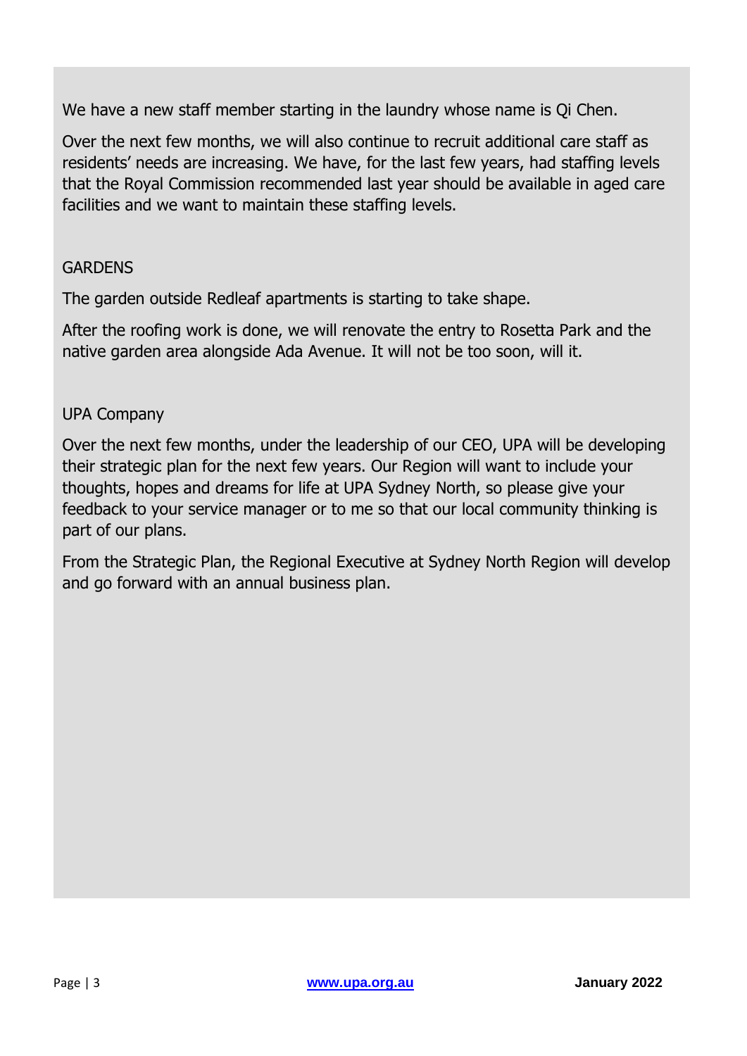We have a new staff member starting in the laundry whose name is Qi Chen.

Over the next few months, we will also continue to recruit additional care staff as residents' needs are increasing. We have, for the last few years, had staffing levels that the Royal Commission recommended last year should be available in aged care facilities and we want to maintain these staffing levels.

## GARDENS

The garden outside Redleaf apartments is starting to take shape.

After the roofing work is done, we will renovate the entry to Rosetta Park and the native garden area alongside Ada Avenue. It will not be too soon, will it.

## UPA Company

Over the next few months, under the leadership of our CEO, UPA will be developing their strategic plan for the next few years. Our Region will want to include your thoughts, hopes and dreams for life at UPA Sydney North, so please give your feedback to your service manager or to me so that our local community thinking is part of our plans.

From the Strategic Plan, the Regional Executive at Sydney North Region will develop and go forward with an annual business plan.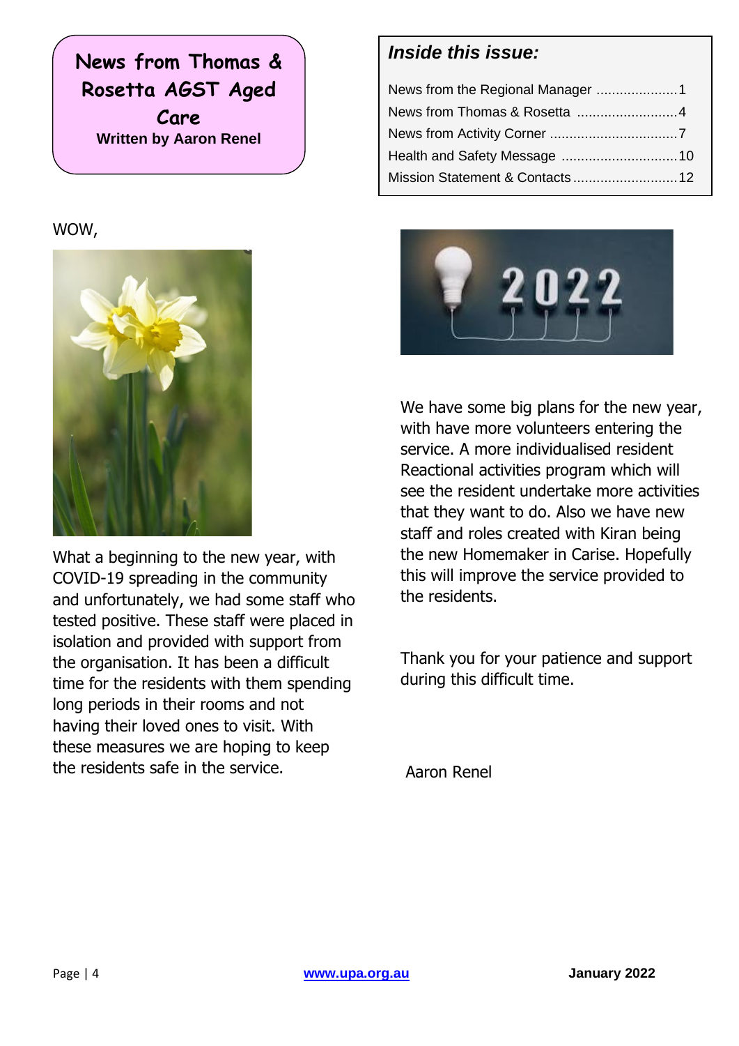# News from Thomas & Rosetta AGST Aged Care

**Written by Aaron Renel**

**Inside this issue:**

- News from the Regional Manager ..................... 1
- News from Thomas & Rosetta .......................... 4
- News from Activity Corner ................................ 7
- Health and Safety Message .............................. 10
- Mission Statement & Contacts ........................... 12

WOW,

What a beginning to the new year, with COVID-19 spreading in the community and unfortunately, we had some staff who tested positive. These staff were placed in isolation and provided with support from the organisation. It has been a difficult time for the residents with them spending long periods in their rooms and not having their loved ones to visit. With these measures we are hoping to keep the residents safe in the service.

We have some big plans for the new year, with have more volunteers entering the service. A more individualised resident Reactional activities program which will see the resident undertake more activities that they want to do. Also we have new staff and roles created with Kiran being the new Homemaker in Carise. Hopefully this will improve the service provided to the residents.

Thank you for your patience and support during this difficult time.

Aaron Renel

www.upa.org.au

January 2022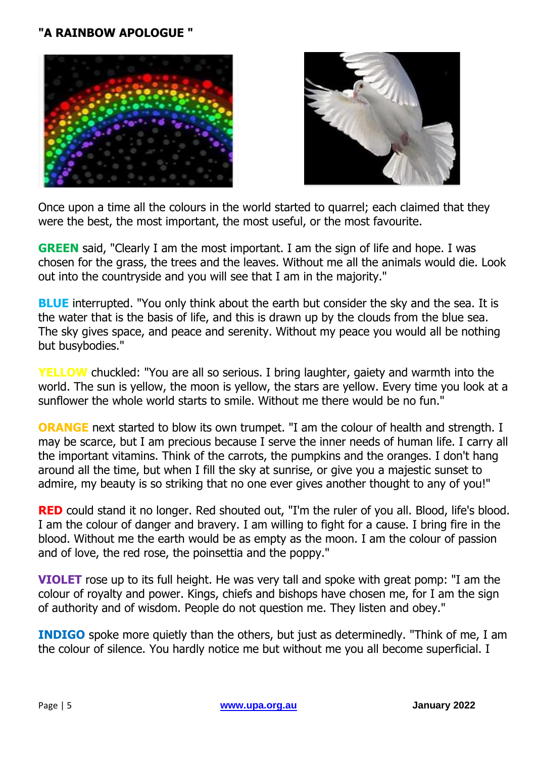## "A RAINBOW APOLOGUE "

Once upon a time all the colours in the world started to quarrel; each claimed that they were the best, the most important, the most useful, or the most favourite.

**GREEN** said, "Clearly I am the most important. I am the sign of life and hope. I was chosen for the grass, the trees and the leaves. Without me all the animals would die. Look out into the countryside and you will see that I am in the majority."

**BLUE** interrupted. "You only think about the earth but consider the sky and the sea. It is the water that is the basis of life, and this is drawn up by the clouds from the blue sea. The sky gives space, and peace and serenity. Without my peace you would all be nothing but busybodies."

**YELLOW** chuckled: "You are all so serious. I bring laughter, gaiety and warmth into the world. The sun is yellow, the moon is yellow, the stars are yellow. Every time you look at a sunflower the whole world starts to smile. Without me there would be no fun."

**ORANGE** next started to blow its own trumpet. "I am the colour of health and strength. I may be scarce, but I am precious because I serve the inner needs of human life. I carry all the important vitamins. Think of the carrots, the pumpkins and the oranges. I don't hang around all the time, but when I fill the sky at sunrise, or give you a majestic sunset to admire, my beauty is so striking that no one ever gives another thought to any of you!"

**RED** could stand it no longer. Red shouted out, "I'm the ruler of you all. Blood, life's blood. I am the colour of danger and bravery. I am willing to fight for a cause. I bring fire in the blood. Without me the earth would be as empty as the moon. I am the colour of passion and of love, the red rose, the poinsettia and the poppy."

**VIOLET** rose up to its full height. He was very tall and spoke with great pomp: "I am the colour of royalty and power. Kings, chiefs and bishops have chosen me, for I am the sign of authority and of wisdom. People do not question me. They listen and obey."

**INDIGO** spoke more quietly than the others, but just as determinedly. "Think of me, I am the colour of silence. You hardly notice me but without me you all become superficial. I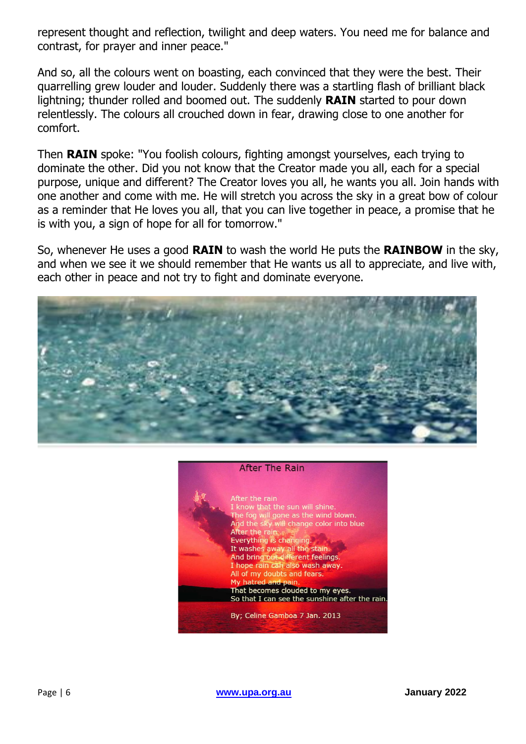represent thought and reflection, twilight and deep waters. You need me for balance and contrast, for prayer and inner peace."

And so, all the colours went on boasting, each convinced that they were the best. Their quarrelling grew louder and louder. Suddenly there was a startling flash of brilliant black lightning; thunder rolled and boomed out. The suddenly **RAIN** started to pour down relentlessly. The colours all crouched down in fear, drawing close to one another for comfort.

Then **RAIN** spoke: "You foolish colours, fighting amongst yourselves, each trying to dominate the other. Did you not know that the Creator made you all, each for a special purpose, unique and different? The Creator loves you all, he wants you all. Join hands with one another and come with me. He will stretch you across the sky in a great bow of colour as a reminder that He loves you all, that you can live together in peace, a promise that he is with you, a sign of hope for all for tomorrow."

So, whenever He uses a good **RAIN** to wash the world He puts the **RAINBOW** in the sky, and when we see it we should remember that He wants us all to appreciate, and live with, each other in peace and not try to fight and dominate everyone.

After The Rain

After the rain
I know that the sun will shine.
The fog will gone as the wind blown.
And the sky will change color into blue
After the rain,
Everything is changing.
It washes away all the stain
And bring out different feelings.
I hope rain can also wash away.
All of my doubts and fears.
My hatred and pain.
That becomes clouded to my eyes.
So that I can see the sunshine after the rain.

By; Celine Gamboa 7 Jan. 2013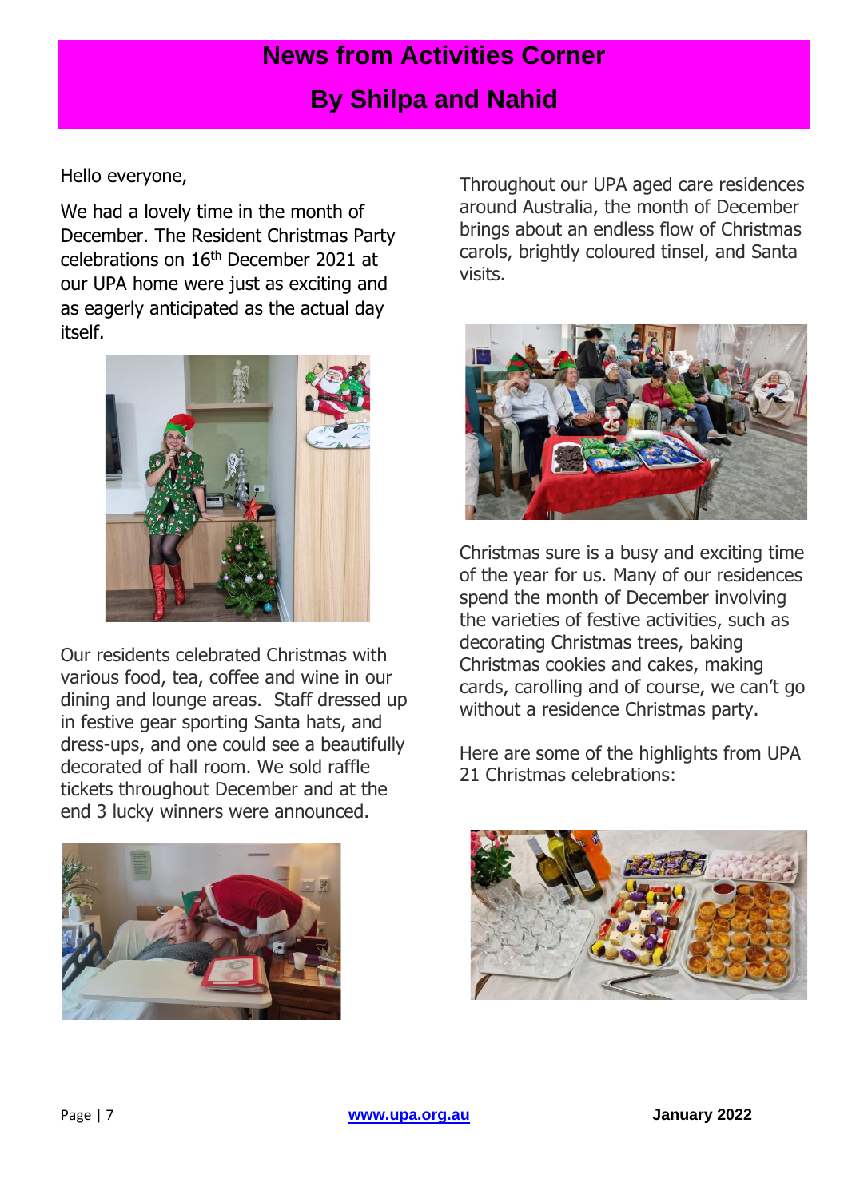# News from Activities Corner

## By Shilpa and Nahid

Hello everyone,

We had a lovely time in the month of December. The Resident Christmas Party celebrations on 16th December 2021 at our UPA home were just as exciting and as eagerly anticipated as the actual day itself.

Our residents celebrated Christmas with various food, tea, coffee and wine in our dining and lounge areas. Staff dressed up in festive gear sporting Santa hats, and dress-ups, and one could see a beautifully decorated of hall room. We sold raffle tickets throughout December and at the end 3 lucky winners were announced.

Throughout our UPA aged care residences around Australia, the month of December brings about an endless flow of Christmas carols, brightly coloured tinsel, and Santa visits.

Christmas sure is a busy and exciting time of the year for us. Many of our residences spend the month of December involving the varieties of festive activities, such as decorating Christmas trees, baking Christmas cookies and cakes, making cards, carolling and of course, we can't go without a residence Christmas party.

Here are some of the highlights from UPA 21 Christmas celebrations: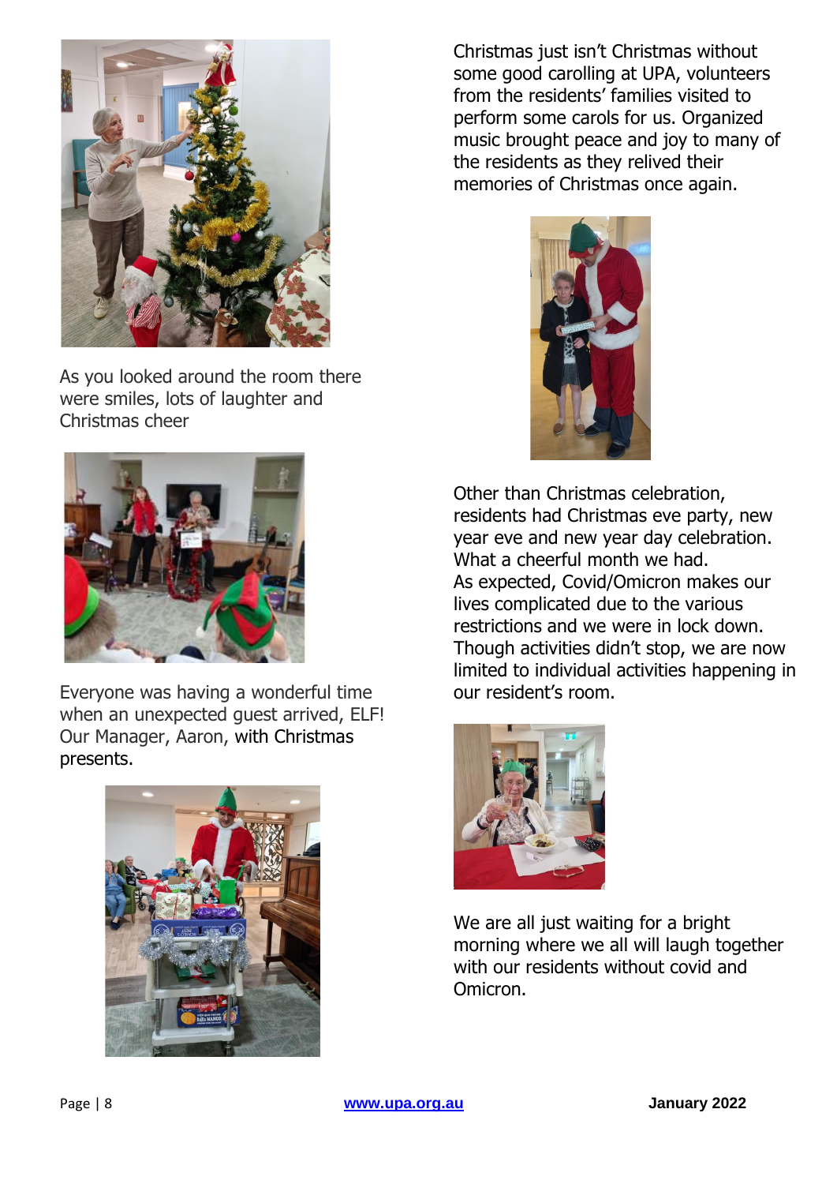As you looked around the room there were smiles, lots of laughter and Christmas cheer

Everyone was having a wonderful time when an unexpected guest arrived, ELF! Our Manager, Aaron, with Christmas presents.

Christmas just isn't Christmas without some good carolling at UPA, volunteers from the residents' families visited to perform some carols for us. Organized music brought peace and joy to many of the residents as they relived their memories of Christmas once again.

Other than Christmas celebration, residents had Christmas eve party, new year eve and new year day celebration. What a cheerful month we had.
As expected, Covid/Omicron makes our lives complicated due to the various restrictions and we were in lock down. Though activities didn't stop, we are now limited to individual activities happening in our resident's room.

We are all just waiting for a bright morning where we all will laugh together with our residents without covid and Omicron.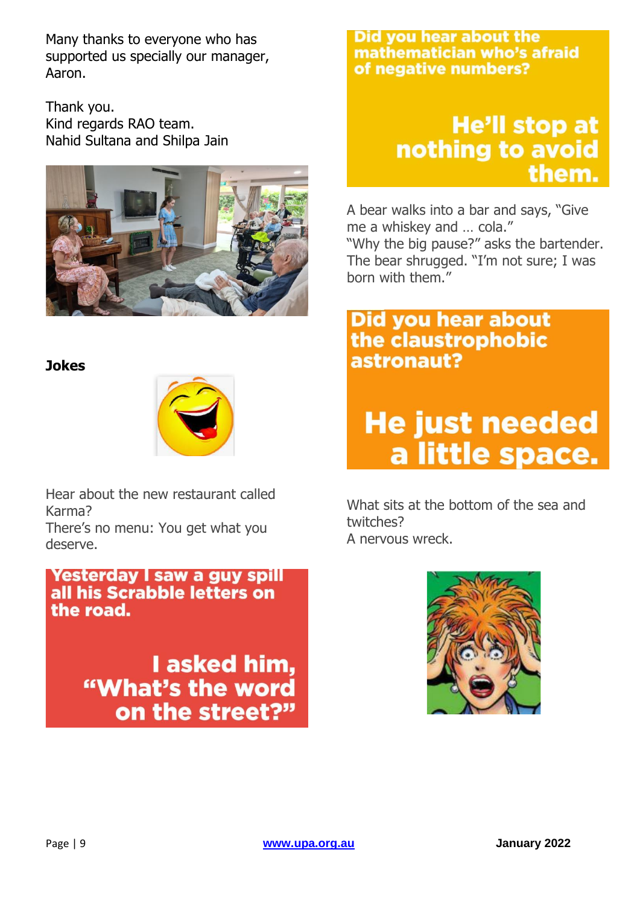Many thanks to everyone who has supported us specially our manager, Aaron.

Thank you.
Kind regards RAO team.
Nahid Sultana and Shilpa Jain

**Jokes**

Hear about the new restaurant called Karma?
There's no menu: You get what you deserve.

**Yesterday I saw a guy spill all his Scrabble letters on the road.**

**I asked him, "What's the word on the street?"**

**Did you hear about the mathematician who's afraid of negative numbers?**

**He'll stop at nothing to avoid them.**

A bear walks into a bar and says, "Give me a whiskey and … cola."
"Why the big pause?" asks the bartender. The bear shrugged. "I'm not sure; I was born with them."

**Did you hear about the claustrophobic astronaut?**

**He just needed a little space.**

What sits at the bottom of the sea and twitches?
A nervous wreck.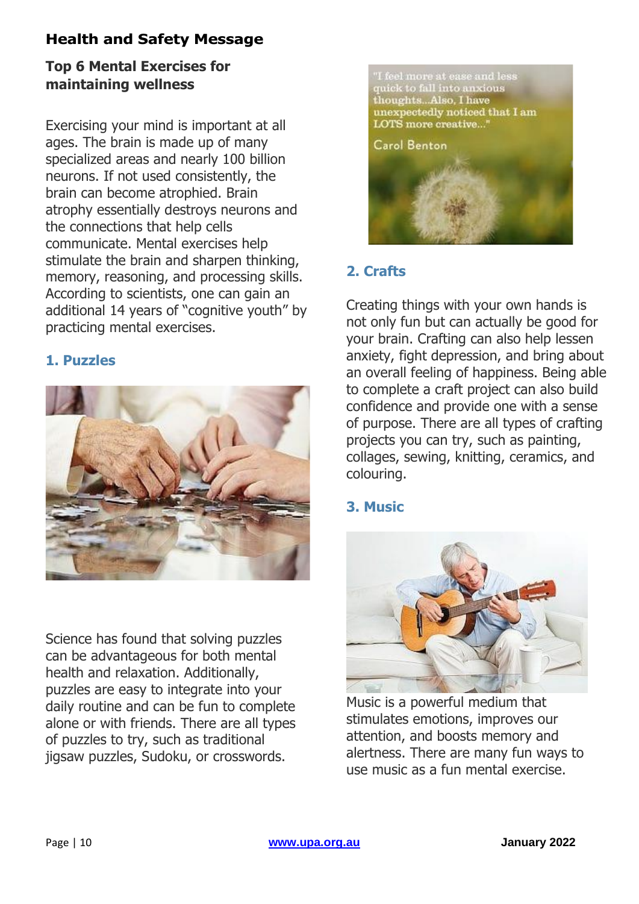# Health and Safety Message

## Top 6 Mental Exercises for maintaining wellness

Exercising your mind is important at all ages. The brain is made up of many specialized areas and nearly 100 billion neurons. If not used consistently, the brain can become atrophied. Brain atrophy essentially destroys neurons and the connections that help cells communicate. Mental exercises help stimulate the brain and sharpen thinking, memory, reasoning, and processing skills. According to scientists, one can gain an additional 14 years of "cognitive youth" by practicing mental exercises.

### 1. Puzzles

Science has found that solving puzzles can be advantageous for both mental health and relaxation. Additionally, puzzles are easy to integrate into your daily routine and can be fun to complete alone or with friends. There are all types of puzzles to try, such as traditional jigsaw puzzles, Sudoku, or crosswords.

"I feel more at ease and less quick to fall into anxious thoughts...Also, I have unexpectedly noticed that I am LOTS more creative..."

Carol Benton

### 2. Crafts

Creating things with your own hands is not only fun but can actually be good for your brain. Crafting can also help lessen anxiety, fight depression, and bring about an overall feeling of happiness. Being able to complete a craft project can also build confidence and provide one with a sense of purpose. There are all types of crafting projects you can try, such as painting, collages, sewing, knitting, ceramics, and colouring.

### 3. Music

Music is a powerful medium that stimulates emotions, improves our attention, and boosts memory and alertness. There are many fun ways to use music as a fun mental exercise.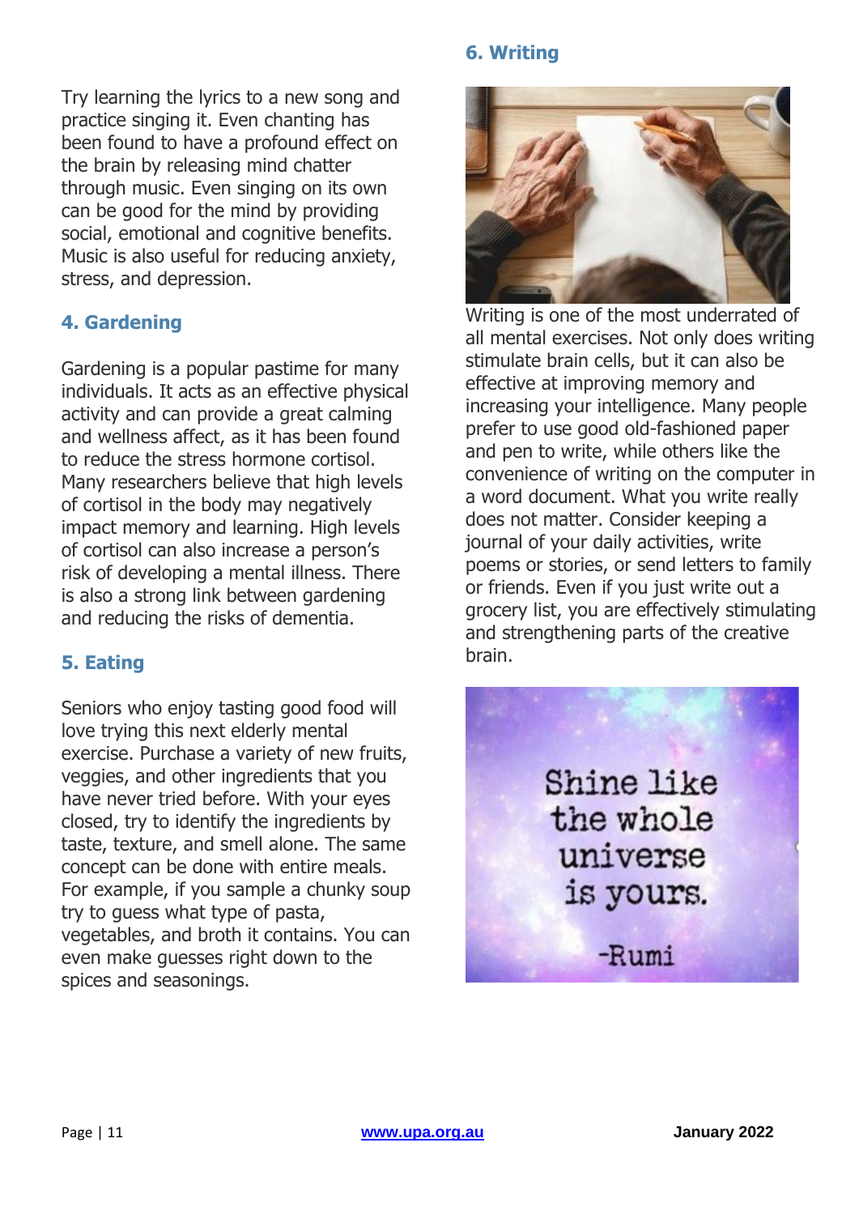Try learning the lyrics to a new song and practice singing it. Even chanting has been found to have a profound effect on the brain by releasing mind chatter through music. Even singing on its own can be good for the mind by providing social, emotional and cognitive benefits. Music is also useful for reducing anxiety, stress, and depression.

### 4. Gardening

Gardening is a popular pastime for many individuals. It acts as an effective physical activity and can provide a great calming and wellness affect, as it has been found to reduce the stress hormone cortisol. Many researchers believe that high levels of cortisol in the body may negatively impact memory and learning. High levels of cortisol can also increase a person's risk of developing a mental illness. There is also a strong link between gardening and reducing the risks of dementia.

### 5. Eating

Seniors who enjoy tasting good food will love trying this next elderly mental exercise. Purchase a variety of new fruits, veggies, and other ingredients that you have never tried before. With your eyes closed, try to identify the ingredients by taste, texture, and smell alone. The same concept can be done with entire meals. For example, if you sample a chunky soup try to guess what type of pasta, vegetables, and broth it contains. You can even make guesses right down to the spices and seasonings.

### 6. Writing

Writing is one of the most underrated of all mental exercises. Not only does writing stimulate brain cells, but it can also be effective at improving memory and increasing your intelligence. Many people prefer to use good old-fashioned paper and pen to write, while others like the convenience of writing on the computer in a word document. What you write really does not matter. Consider keeping a journal of your daily activities, write poems or stories, or send letters to family or friends. Even if you just write out a grocery list, you are effectively stimulating and strengthening parts of the creative brain.

Shine like the whole universe is yours.

-Rumi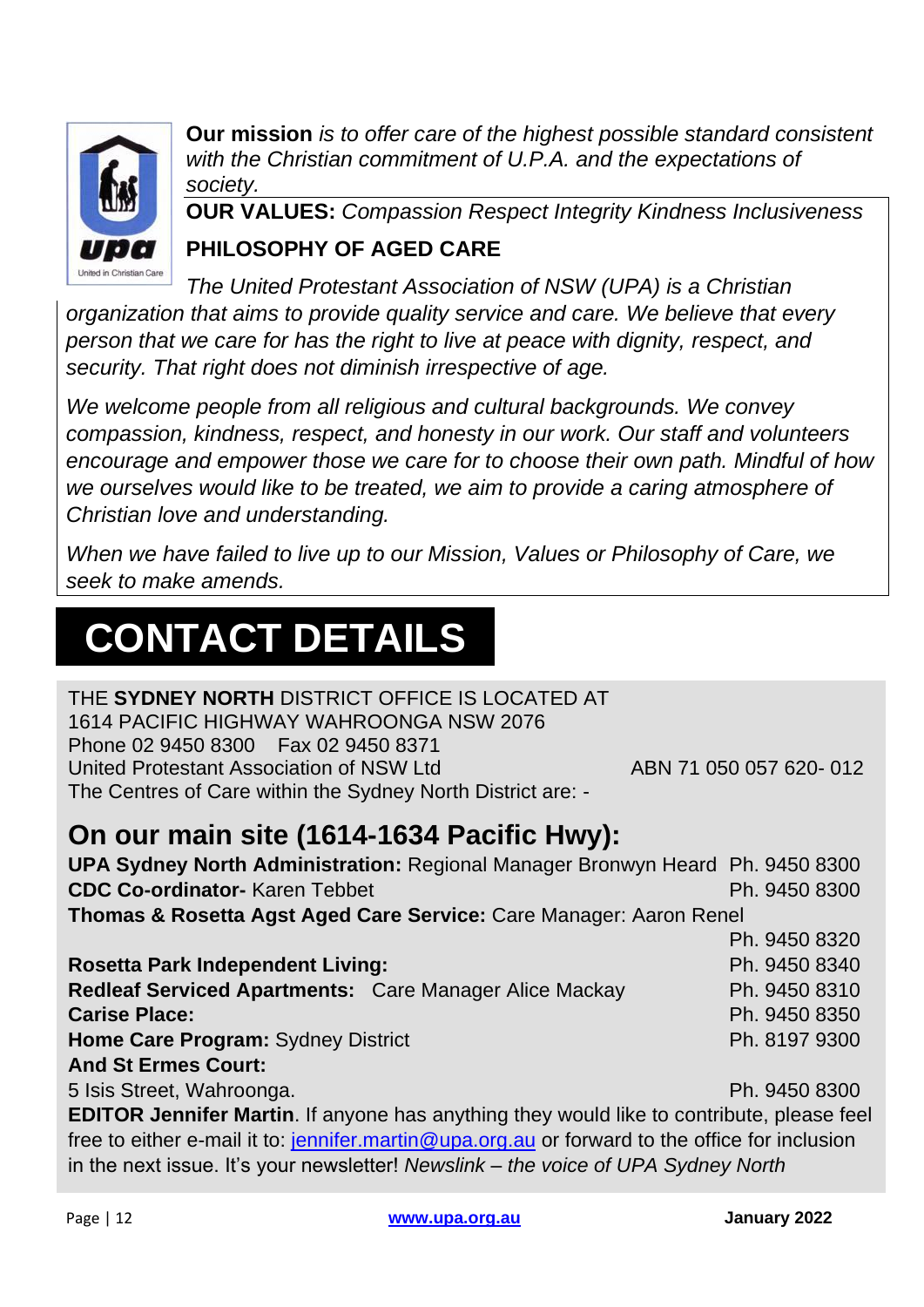**Our mission** *is to offer care of the highest possible standard consistent with the Christian commitment of U.P.A. and the expectations of society.*

**OUR VALUES:** *Compassion Respect Integrity Kindness Inclusiveness*

**PHILOSOPHY OF AGED CARE**

*The United Protestant Association of NSW (UPA) is a Christian organization that aims to provide quality service and care. We believe that every person that we care for has the right to live at peace with dignity, respect, and security. That right does not diminish irrespective of age.*

*We welcome people from all religious and cultural backgrounds. We convey compassion, kindness, respect, and honesty in our work. Our staff and volunteers encourage and empower those we care for to choose their own path. Mindful of how we ourselves would like to be treated, we aim to provide a caring atmosphere of Christian love and understanding.*

*When we have failed to live up to our Mission, Values or Philosophy of Care, we seek to make amends.*

# CONTACT DETAILS

THE **SYDNEY NORTH** DISTRICT OFFICE IS LOCATED AT
1614 PACIFIC HIGHWAY WAHROONGA NSW 2076
Phone 02 9450 8300 Fax 02 9450 8371
United Protestant Association of NSW Ltd ABN 71 050 057 620- 012
The Centres of Care within the Sydney North District are: -

## On our main site (1614-1634 Pacific Hwy):

**UPA Sydney North Administration:** Regional Manager Bronwyn Heard Ph. 9450 8300
**CDC Co-ordinator-** Karen Tebbet Ph. 9450 8300
**Thomas & Rosetta Agst Aged Care Service:** Care Manager: Aaron Renel Ph. 9450 8320
**Rosetta Park Independent Living:** Ph. 9450 8340
**Redleaf Serviced Apartments:** Care Manager Alice Mackay Ph. 9450 8310
**Carise Place:** Ph. 9450 8350
**Home Care Program:** Sydney District Ph. 8197 9300
**And St Ermes Court:**
5 Isis Street, Wahroonga. Ph. 9450 8300

**EDITOR Jennifer Martin**. If anyone has anything they would like to contribute, please feel free to either e-mail it to: jennifer.martin@upa.org.au or forward to the office for inclusion in the next issue. It's your newsletter! *Newslink – the voice of UPA Sydney North*